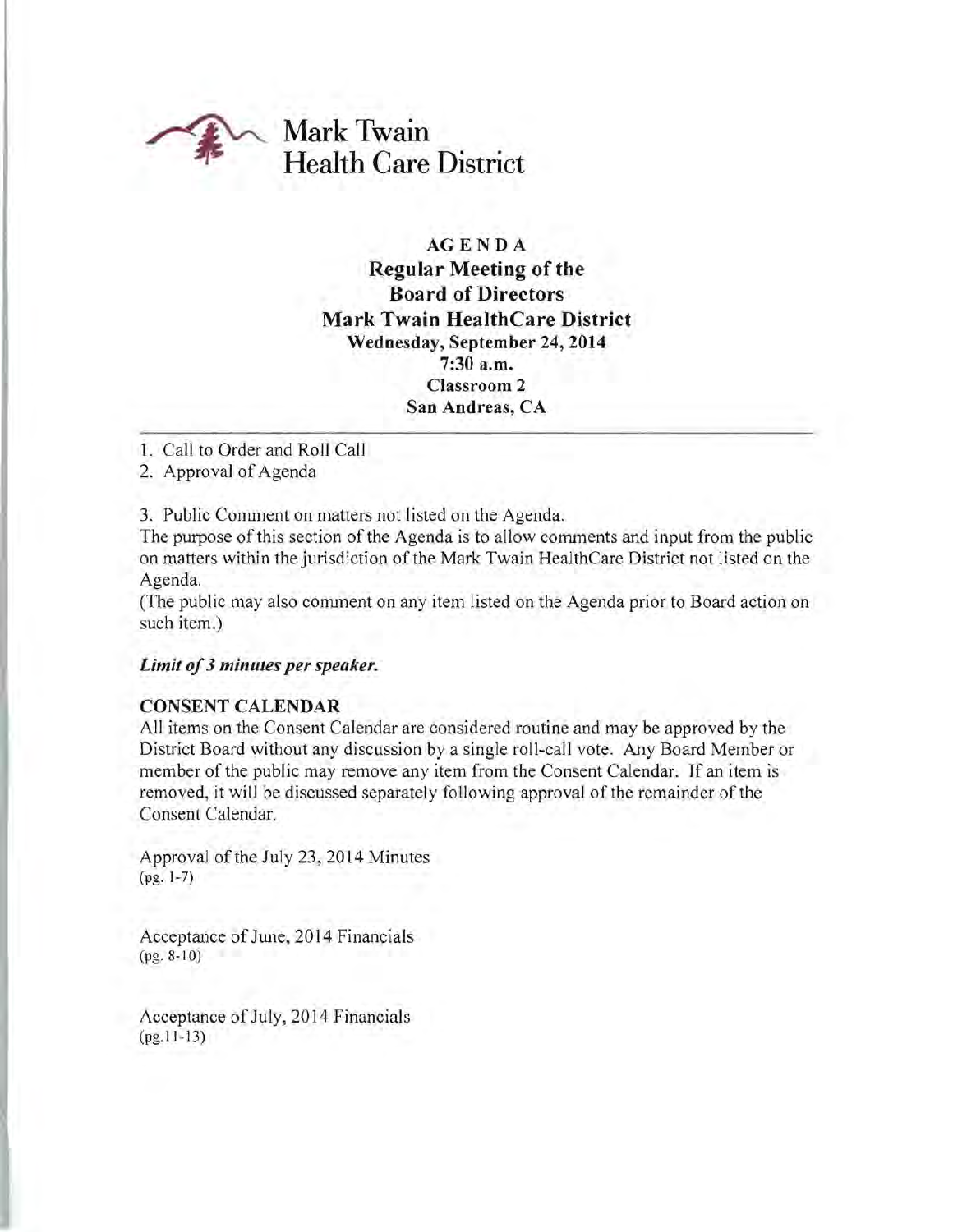# Mark Twain Health Care District

## AGENDA
## Regular Meeting of the Board of Directors Mark Twain HealthCare District

**Wednesday, September 24, 2014**
**7:30 a.m.**
**Classroom 2**
**San Andreas, CA**

---

1. Call to Order and Roll Call
2. Approval of Agenda
3. Public Comment on matters not listed on the Agenda.

The purpose of this section of the Agenda is to allow comments and input from the public on matters within the jurisdiction of the Mark Twain HealthCare District not listed on the Agenda.
(The public may also comment on any item listed on the Agenda prior to Board action on such item.)

***Limit of 3 minutes per speaker.***

**CONSENT CALENDAR**

All items on the Consent Calendar are considered routine and may be approved by the District Board without any discussion by a single roll-call vote. Any Board Member or member of the public may remove any item from the Consent Calendar. If an item is removed, it will be discussed separately following approval of the remainder of the Consent Calendar.

Approval of the July 23, 2014 Minutes
(pg. 1-7)

Acceptance of June, 2014 Financials
(pg. 8-10)

Acceptance of July, 2014 Financials
(pg.11-13)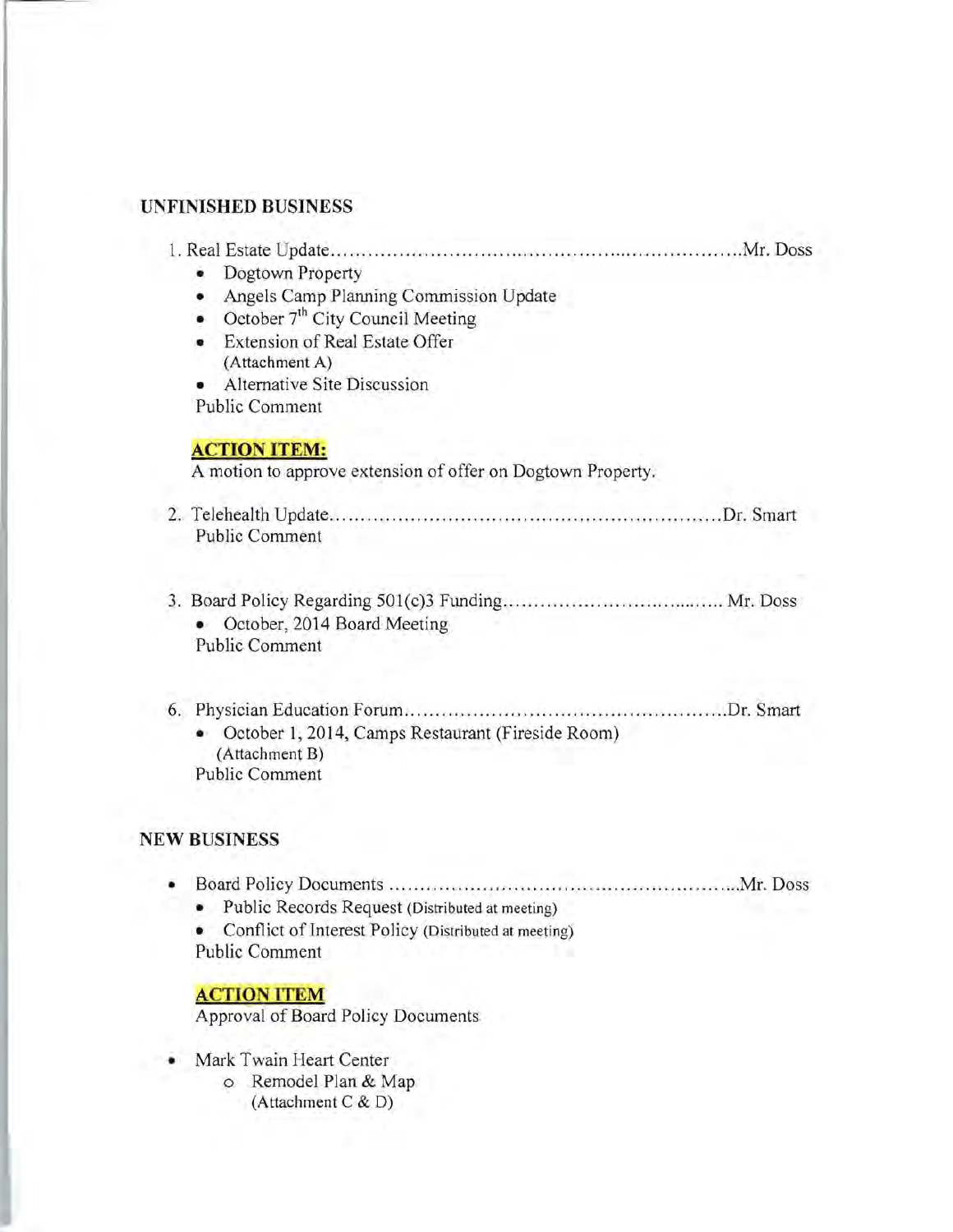**UNFINISHED BUSINESS**

1. Real Estate Update..............................................................Mr. Doss
   - Dogtown Property
   - Angels Camp Planning Commission Update
   - October 7th City Council Meeting
   - Extension of Real Estate Offer (Attachment A)
   - Alternative Site Discussion

   Public Comment

   **ACTION ITEM:**
   A motion to approve extension of offer on Dogtown Property.

2. Telehealth Update..............................................................Dr. Smart
   Public Comment

3. Board Policy Regarding 501(c)3 Funding..............................................................Mr. Doss
   - October, 2014 Board Meeting

   Public Comment

6. Physician Education Forum..............................................................Dr. Smart
   - October 1, 2014, Camps Restaurant (Fireside Room) (Attachment B)

   Public Comment

**NEW BUSINESS**

- Board Policy Documents..............................................................Mr. Doss
  - Public Records Request (Distributed at meeting)
  - Conflict of Interest Policy (Distributed at meeting)

  Public Comment

  **ACTION ITEM**
  Approval of Board Policy Documents

- Mark Twain Heart Center
  - Remodel Plan & Map (Attachment C & D)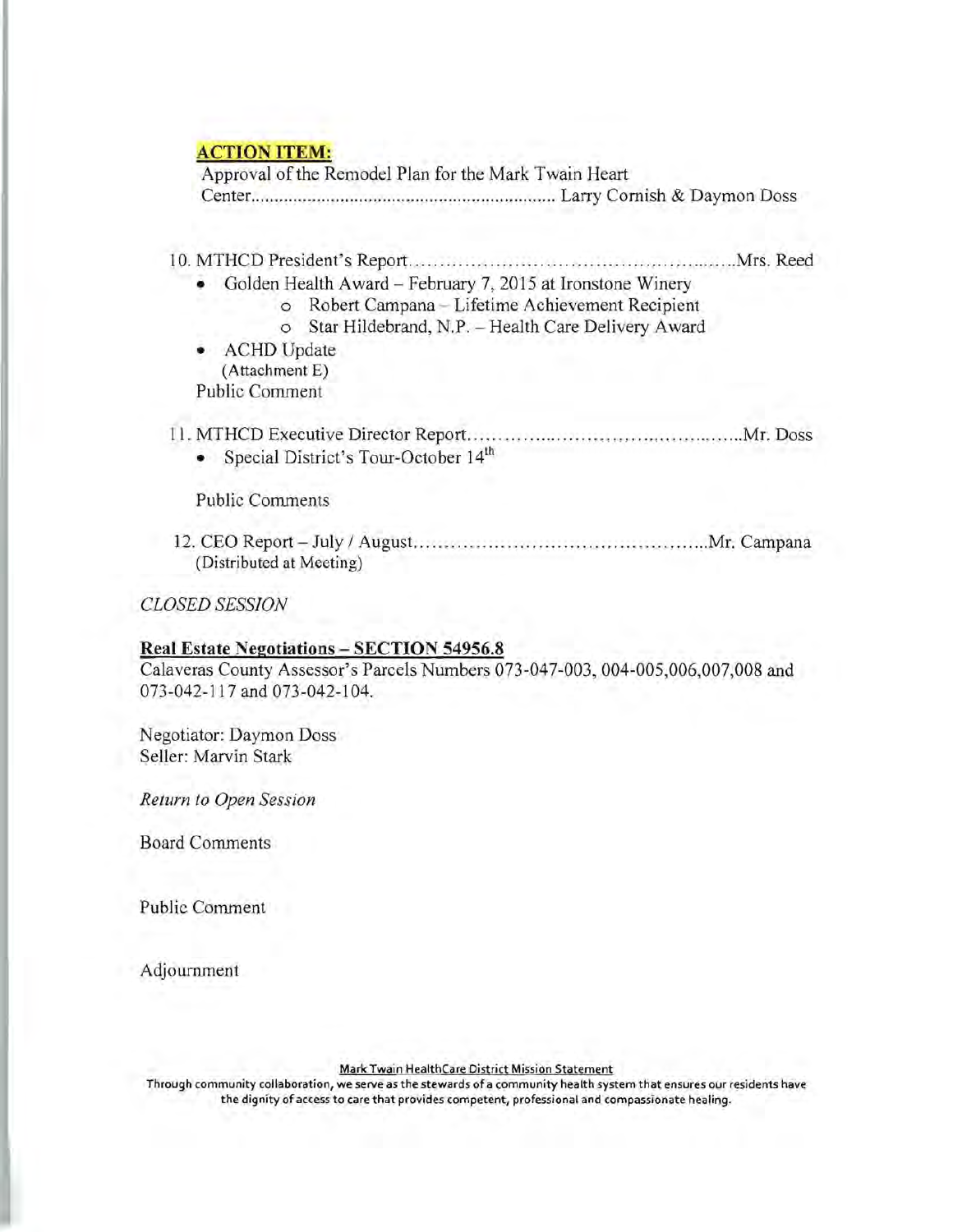**ACTION ITEM:**

Approval of the Remodel Plan for the Mark Twain Heart Center................................................................ Larry Cornish & Daymon Doss

10. MTHCD President's Report..................................................Mrs. Reed
    - Golden Health Award – February 7, 2015 at Ironstone Winery
        - Robert Campana – Lifetime Achievement Recipient
        - Star Hildebrand, N.P. – Health Care Delivery Award
    - ACHD Update (Attachment E)

    Public Comment

11. MTHCD Executive Director Report..........................................Mr. Doss
    - Special District's Tour-October 14th

    Public Comments

12. CEO Report – July / August..............................................Mr. Campana (Distributed at Meeting)

*CLOSED SESSION*

**Real Estate Negotiations – SECTION 54956.8**

Calaveras County Assessor's Parcels Numbers 073-047-003, 004-005,006,007,008 and 073-042-117 and 073-042-104.

Negotiator: Daymon Doss
Seller: Marvin Stark

*Return to Open Session*

Board Comments

Public Comment

Adjournment

Mark Twain HealthCare District Mission Statement

**Through community collaboration, we serve as the stewards of a community health system that ensures our residents have the dignity of access to care that provides competent, professional and compassionate healing.**